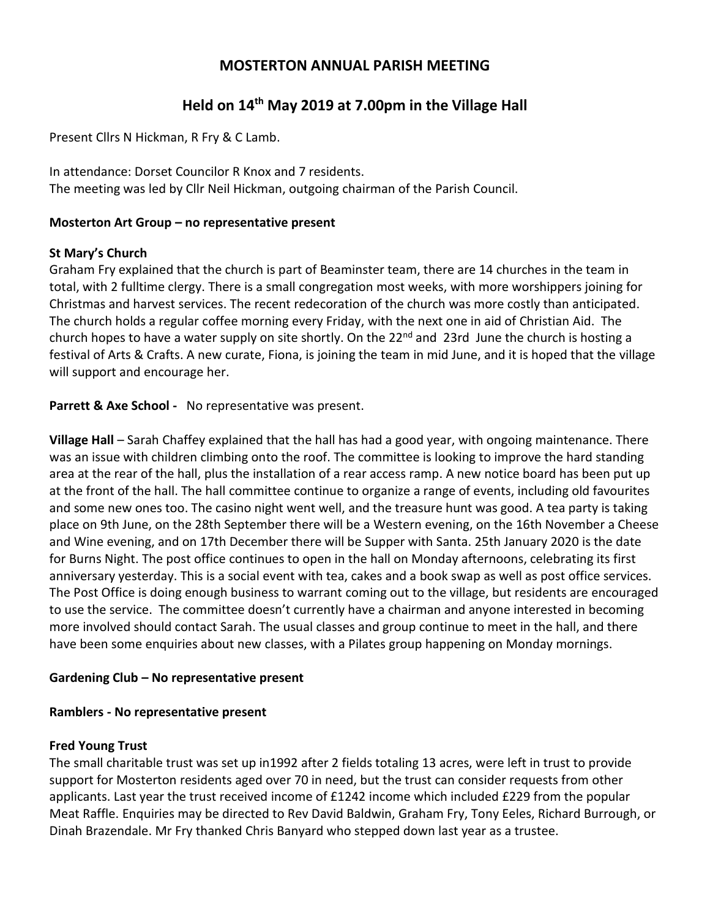# MOSTERTON ANNUAL PARISH MEETING

## Held on 14th May 2019 at 7.00pm in the Village Hall

Present Cllrs N Hickman, R Fry & C Lamb.

In attendance: Dorset Councilor R Knox and 7 residents.
The meeting was led by Cllr Neil Hickman, outgoing chairman of the Parish Council.

**Mosterton Art Group – no representative present**

**St Mary's Church**
Graham Fry explained that the church is part of Beaminster team, there are 14 churches in the team in total, with 2 fulltime clergy. There is a small congregation most weeks, with more worshippers joining for Christmas and harvest services. The recent redecoration of the church was more costly than anticipated. The church holds a regular coffee morning every Friday, with the next one in aid of Christian Aid. The church hopes to have a water supply on site shortly. On the 22nd and 23rd June the church is hosting a festival of Arts & Crafts. A new curate, Fiona, is joining the team in mid June, and it is hoped that the village will support and encourage her.

**Parrett & Axe School -** No representative was present.

**Village Hall** – Sarah Chaffey explained that the hall has had a good year, with ongoing maintenance. There was an issue with children climbing onto the roof. The committee is looking to improve the hard standing area at the rear of the hall, plus the installation of a rear access ramp. A new notice board has been put up at the front of the hall. The hall committee continue to organize a range of events, including old favourites and some new ones too. The casino night went well, and the treasure hunt was good. A tea party is taking place on 9th June, on the 28th September there will be a Western evening, on the 16th November a Cheese and Wine evening, and on 17th December there will be Supper with Santa. 25th January 2020 is the date for Burns Night. The post office continues to open in the hall on Monday afternoons, celebrating its first anniversary yesterday. This is a social event with tea, cakes and a book swap as well as post office services. The Post Office is doing enough business to warrant coming out to the village, but residents are encouraged to use the service. The committee doesn't currently have a chairman and anyone interested in becoming more involved should contact Sarah. The usual classes and group continue to meet in the hall, and there have been some enquiries about new classes, with a Pilates group happening on Monday mornings.

**Gardening Club – No representative present**

**Ramblers - No representative present**

**Fred Young Trust**
The small charitable trust was set up in1992 after 2 fields totaling 13 acres, were left in trust to provide support for Mosterton residents aged over 70 in need, but the trust can consider requests from other applicants. Last year the trust received income of £1242 income which included £229 from the popular Meat Raffle. Enquiries may be directed to Rev David Baldwin, Graham Fry, Tony Eeles, Richard Burrough, or Dinah Brazendale. Mr Fry thanked Chris Banyard who stepped down last year as a trustee.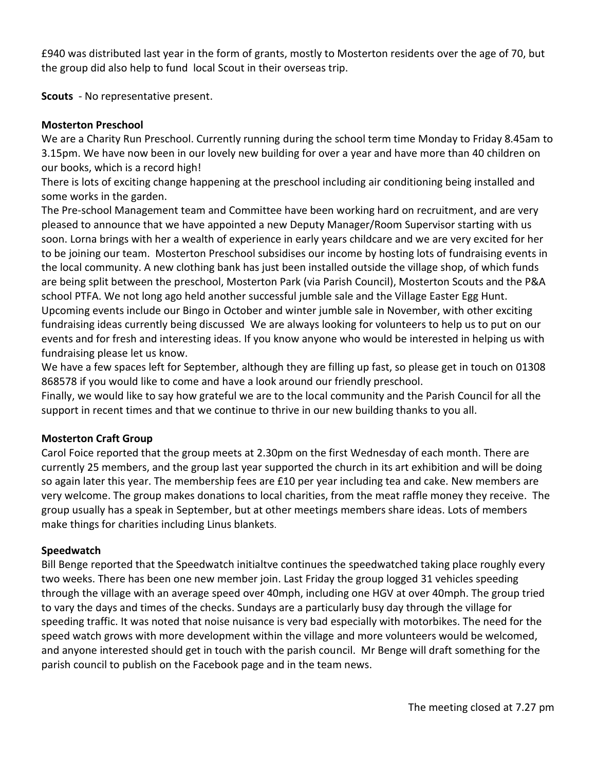£940 was distributed last year in the form of grants, mostly to Mosterton residents over the age of 70, but the group did also help to fund local Scout in their overseas trip.

**Scouts** - No representative present.

**Mosterton Preschool**

We are a Charity Run Preschool. Currently running during the school term time Monday to Friday 8.45am to 3.15pm. We have now been in our lovely new building for over a year and have more than 40 children on our books, which is a record high!

There is lots of exciting change happening at the preschool including air conditioning being installed and some works in the garden.

The Pre-school Management team and Committee have been working hard on recruitment, and are very pleased to announce that we have appointed a new Deputy Manager/Room Supervisor starting with us soon. Lorna brings with her a wealth of experience in early years childcare and we are very excited for her to be joining our team. Mosterton Preschool subsidises our income by hosting lots of fundraising events in the local community. A new clothing bank has just been installed outside the village shop, of which funds are being split between the preschool, Mosterton Park (via Parish Council), Mosterton Scouts and the P&A school PTFA. We not long ago held another successful jumble sale and the Village Easter Egg Hunt. Upcoming events include our Bingo in October and winter jumble sale in November, with other exciting fundraising ideas currently being discussed We are always looking for volunteers to help us to put on our events and for fresh and interesting ideas. If you know anyone who would be interested in helping us with fundraising please let us know.

We have a few spaces left for September, although they are filling up fast, so please get in touch on 01308 868578 if you would like to come and have a look around our friendly preschool.

Finally, we would like to say how grateful we are to the local community and the Parish Council for all the support in recent times and that we continue to thrive in our new building thanks to you all.

**Mosterton Craft Group**

Carol Foice reported that the group meets at 2.30pm on the first Wednesday of each month. There are currently 25 members, and the group last year supported the church in its art exhibition and will be doing so again later this year. The membership fees are £10 per year including tea and cake. New members are very welcome. The group makes donations to local charities, from the meat raffle money they receive. The group usually has a speak in September, but at other meetings members share ideas. Lots of members make things for charities including Linus blankets.

**Speedwatch**

Bill Benge reported that the Speedwatch initialtve continues the speedwatched taking place roughly every two weeks. There has been one new member join. Last Friday the group logged 31 vehicles speeding through the village with an average speed over 40mph, including one HGV at over 40mph. The group tried to vary the days and times of the checks. Sundays are a particularly busy day through the village for speeding traffic. It was noted that noise nuisance is very bad especially with motorbikes. The need for the speed watch grows with more development within the village and more volunteers would be welcomed, and anyone interested should get in touch with the parish council. Mr Benge will draft something for the parish council to publish on the Facebook page and in the team news.

The meeting closed at 7.27 pm